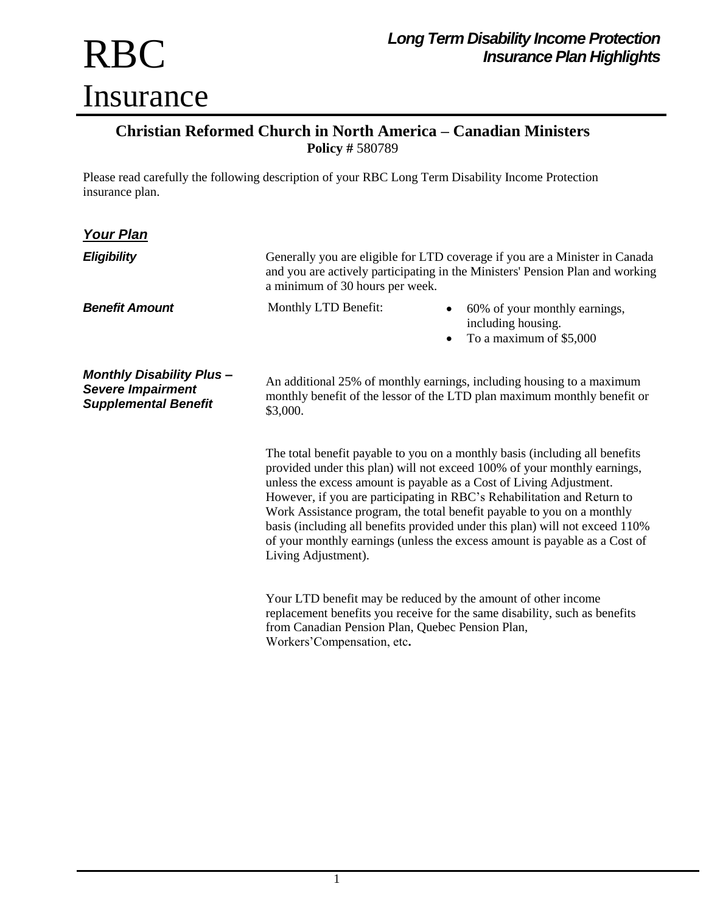# RBC Insurance

**Long Term Disability Income Protection Insurance Plan Highlights**

## Christian Reformed Church in North America – Canadian Ministers

**Policy #** 580789

Please read carefully the following description of your RBC Long Term Disability Income Protection insurance plan.

### *Your Plan*

***Eligibility***

Generally you are eligible for LTD coverage if you are a Minister in Canada and you are actively participating in the Ministers' Pension Plan and working a minimum of 30 hours per week.

***Benefit Amount***

Monthly LTD Benefit:

- 60% of your monthly earnings, including housing.
- To a maximum of $5,000

***Monthly Disability Plus – Severe Impairment Supplemental Benefit***

An additional 25% of monthly earnings, including housing to a maximum monthly benefit of the lessor of the LTD plan maximum monthly benefit or $3,000.

The total benefit payable to you on a monthly basis (including all benefits provided under this plan) will not exceed 100% of your monthly earnings, unless the excess amount is payable as a Cost of Living Adjustment. However, if you are participating in RBC's Rehabilitation and Return to Work Assistance program, the total benefit payable to you on a monthly basis (including all benefits provided under this plan) will not exceed 110% of your monthly earnings (unless the excess amount is payable as a Cost of Living Adjustment).

Your LTD benefit may be reduced by the amount of other income replacement benefits you receive for the same disability, such as benefits from Canadian Pension Plan, Quebec Pension Plan, Workers'Compensation, etc**.**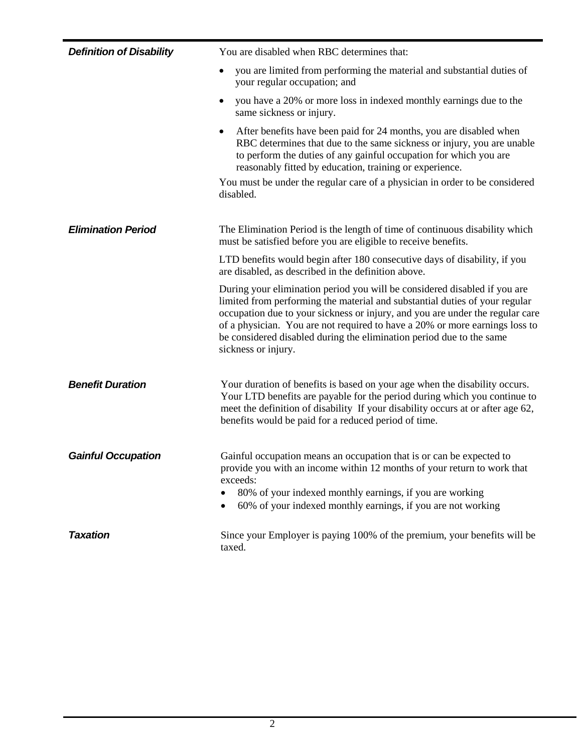### *Definition of Disability*

You are disabled when RBC determines that:

- you are limited from performing the material and substantial duties of your regular occupation; and
- you have a 20% or more loss in indexed monthly earnings due to the same sickness or injury.
- After benefits have been paid for 24 months, you are disabled when RBC determines that due to the same sickness or injury, you are unable to perform the duties of any gainful occupation for which you are reasonably fitted by education, training or experience.

You must be under the regular care of a physician in order to be considered disabled.

### *Elimination Period*

The Elimination Period is the length of time of continuous disability which must be satisfied before you are eligible to receive benefits.

LTD benefits would begin after 180 consecutive days of disability, if you are disabled, as described in the definition above.

During your elimination period you will be considered disabled if you are limited from performing the material and substantial duties of your regular occupation due to your sickness or injury, and you are under the regular care of a physician. You are not required to have a 20% or more earnings loss to be considered disabled during the elimination period due to the same sickness or injury.

### *Benefit Duration*

Your duration of benefits is based on your age when the disability occurs. Your LTD benefits are payable for the period during which you continue to meet the definition of disability If your disability occurs at or after age 62, benefits would be paid for a reduced period of time.

### *Gainful Occupation*

Gainful occupation means an occupation that is or can be expected to provide you with an income within 12 months of your return to work that exceeds:

- 80% of your indexed monthly earnings, if you are working
- 60% of your indexed monthly earnings, if you are not working

### *Taxation*

Since your Employer is paying 100% of the premium, your benefits will be taxed.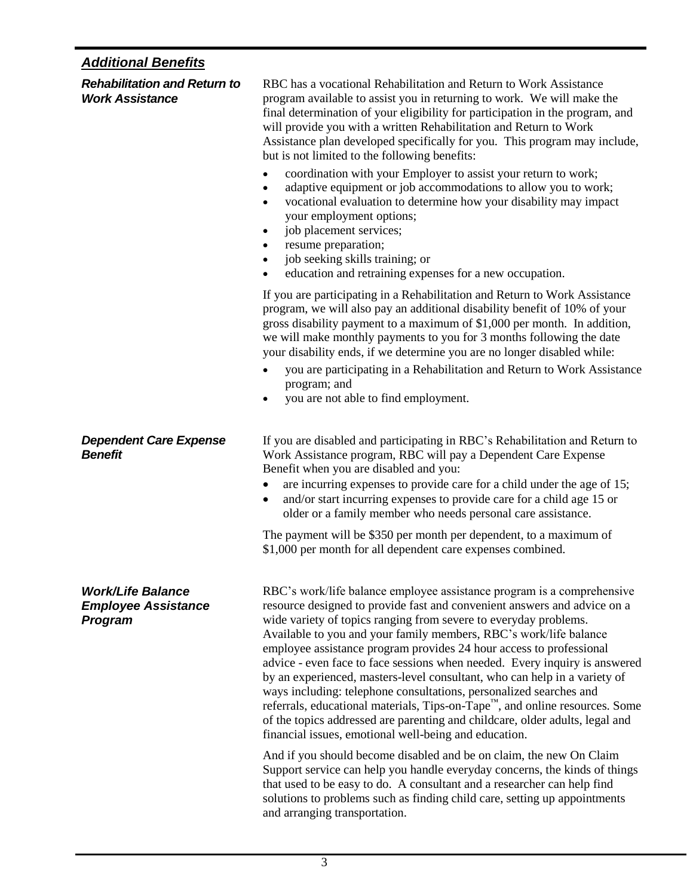## *Additional Benefits*

### *Rehabilitation and Return to Work Assistance*

RBC has a vocational Rehabilitation and Return to Work Assistance program available to assist you in returning to work. We will make the final determination of your eligibility for participation in the program, and will provide you with a written Rehabilitation and Return to Work Assistance plan developed specifically for you. This program may include, but is not limited to the following benefits:

- coordination with your Employer to assist your return to work;
- adaptive equipment or job accommodations to allow you to work;
- vocational evaluation to determine how your disability may impact your employment options;
- job placement services;
- resume preparation;
- job seeking skills training; or
- education and retraining expenses for a new occupation.

If you are participating in a Rehabilitation and Return to Work Assistance program, we will also pay an additional disability benefit of 10% of your gross disability payment to a maximum of $1,000 per month. In addition, we will make monthly payments to you for 3 months following the date your disability ends, if we determine you are no longer disabled while:

- you are participating in a Rehabilitation and Return to Work Assistance program; and
- you are not able to find employment.

### *Dependent Care Expense Benefit*

If you are disabled and participating in RBC's Rehabilitation and Return to Work Assistance program, RBC will pay a Dependent Care Expense Benefit when you are disabled and you:

- are incurring expenses to provide care for a child under the age of 15;
- and/or start incurring expenses to provide care for a child age 15 or older or a family member who needs personal care assistance.

The payment will be $350 per month per dependent, to a maximum of $1,000 per month for all dependent care expenses combined.

### *Work/Life Balance Employee Assistance Program*

RBC's work/life balance employee assistance program is a comprehensive resource designed to provide fast and convenient answers and advice on a wide variety of topics ranging from severe to everyday problems. Available to you and your family members, RBC's work/life balance employee assistance program provides 24 hour access to professional advice - even face to face sessions when needed. Every inquiry is answered by an experienced, masters-level consultant, who can help in a variety of ways including: telephone consultations, personalized searches and referrals, educational materials, Tips-on-Tape™, and online resources. Some of the topics addressed are parenting and childcare, older adults, legal and financial issues, emotional well-being and education.

And if you should become disabled and be on claim, the new On Claim Support service can help you handle everyday concerns, the kinds of things that used to be easy to do. A consultant and a researcher can help find solutions to problems such as finding child care, setting up appointments and arranging transportation.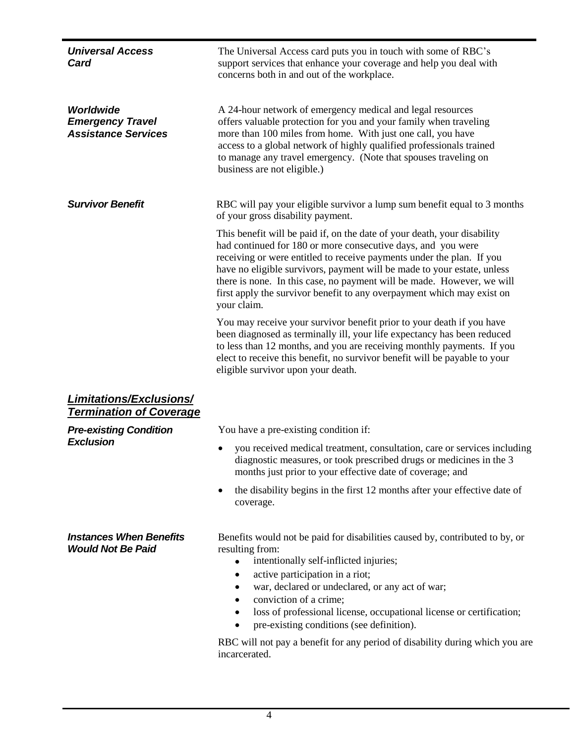***Universal Access Card***

The Universal Access card puts you in touch with some of RBC's support services that enhance your coverage and help you deal with concerns both in and out of the workplace.

***Worldwide Emergency Travel Assistance Services***

A 24-hour network of emergency medical and legal resources offers valuable protection for you and your family when traveling more than 100 miles from home. With just one call, you have access to a global network of highly qualified professionals trained to manage any travel emergency. (Note that spouses traveling on business are not eligible.)

***Survivor Benefit***

RBC will pay your eligible survivor a lump sum benefit equal to 3 months of your gross disability payment.

This benefit will be paid if, on the date of your death, your disability had continued for 180 or more consecutive days, and you were receiving or were entitled to receive payments under the plan. If you have no eligible survivors, payment will be made to your estate, unless there is none. In this case, no payment will be made. However, we will first apply the survivor benefit to any overpayment which may exist on your claim.

You may receive your survivor benefit prior to your death if you have been diagnosed as terminally ill, your life expectancy has been reduced to less than 12 months, and you are receiving monthly payments. If you elect to receive this benefit, no survivor benefit will be payable to your eligible survivor upon your death.

## ***Limitations/Exclusions/ Termination of Coverage***

***Pre-existing Condition Exclusion***

You have a pre-existing condition if:

- you received medical treatment, consultation, care or services including diagnostic measures, or took prescribed drugs or medicines in the 3 months just prior to your effective date of coverage; and
- the disability begins in the first 12 months after your effective date of coverage.

***Instances When Benefits Would Not Be Paid***

Benefits would not be paid for disabilities caused by, contributed to by, or resulting from:

- intentionally self-inflicted injuries;
- active participation in a riot;
- war, declared or undeclared, or any act of war;
- conviction of a crime;
- loss of professional license, occupational license or certification;
- pre-existing conditions (see definition).

RBC will not pay a benefit for any period of disability during which you are incarcerated.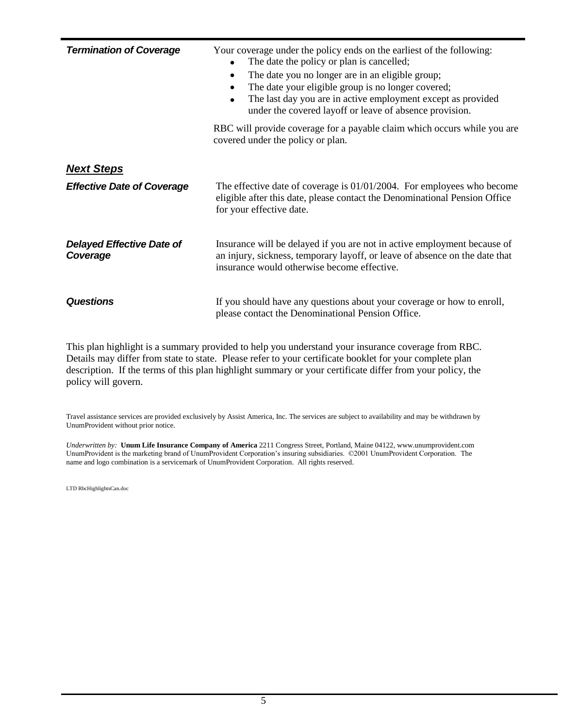***Termination of Coverage***

Your coverage under the policy ends on the earliest of the following:

- The date the policy or plan is cancelled;
- The date you no longer are in an eligible group;
- The date your eligible group is no longer covered;
- The last day you are in active employment except as provided under the covered layoff or leave of absence provision.

RBC will provide coverage for a payable claim which occurs while you are covered under the policy or plan.

## ***Next Steps***

***Effective Date of Coverage***

The effective date of coverage is 01/01/2004. For employees who become eligible after this date, please contact the Denominational Pension Office for your effective date.

***Delayed Effective Date of Coverage***

Insurance will be delayed if you are not in active employment because of an injury, sickness, temporary layoff, or leave of absence on the date that insurance would otherwise become effective.

***Questions***

If you should have any questions about your coverage or how to enroll, please contact the Denominational Pension Office.

This plan highlight is a summary provided to help you understand your insurance coverage from RBC. Details may differ from state to state. Please refer to your certificate booklet for your complete plan description. If the terms of this plan highlight summary or your certificate differ from your policy, the policy will govern.

Travel assistance services are provided exclusively by Assist America, Inc. The services are subject to availability and may be withdrawn by UnumProvident without prior notice.

*Underwritten by:* **Unum Life Insurance Company of America** 2211 Congress Street, Portland, Maine 04122, www.unumprovident.com UnumProvident is the marketing brand of UnumProvident Corporation's insuring subsidiaries. ©2001 UnumProvident Corporation. The name and logo combination is a servicemark of UnumProvident Corporation. All rights reserved.

LTD RbcHighlightsCan.doc